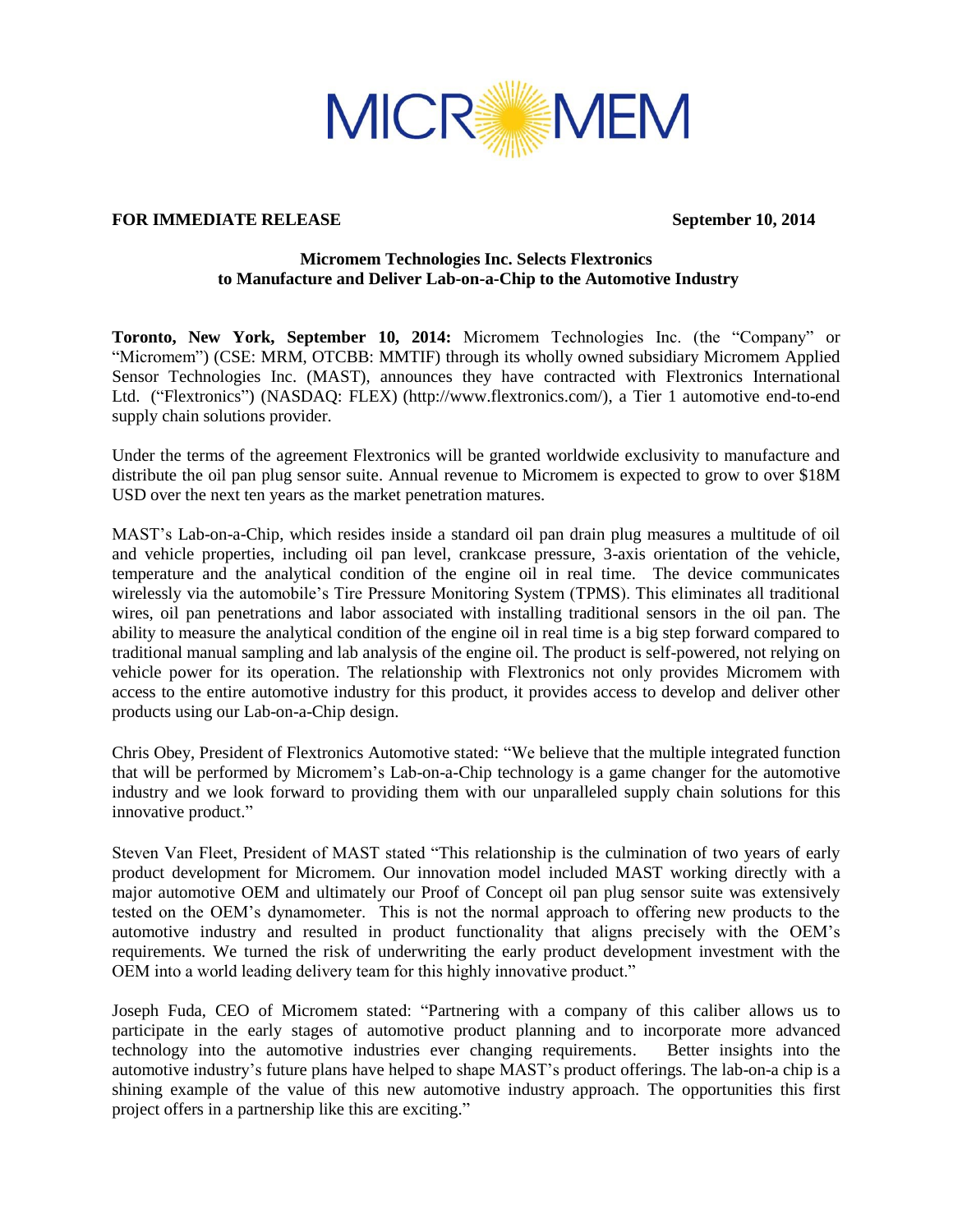MICROMEM

**FOR IMMEDIATE RELEASE** **September 10, 2014**

## Micromem Technologies Inc. Selects Flextronics to Manufacture and Deliver Lab-on-a-Chip to the Automotive Industry

**Toronto, New York, September 10, 2014:** Micromem Technologies Inc. (the "Company" or "Micromem") (CSE: MRM, OTCBB: MMTIF) through its wholly owned subsidiary Micromem Applied Sensor Technologies Inc. (MAST), announces they have contracted with Flextronics International Ltd. ("Flextronics") (NASDAQ: FLEX) (http://www.flextronics.com/), a Tier 1 automotive end-to-end supply chain solutions provider.

Under the terms of the agreement Flextronics will be granted worldwide exclusivity to manufacture and distribute the oil pan plug sensor suite. Annual revenue to Micromem is expected to grow to over $18M USD over the next ten years as the market penetration matures.

MAST's Lab-on-a-Chip, which resides inside a standard oil pan drain plug measures a multitude of oil and vehicle properties, including oil pan level, crankcase pressure, 3-axis orientation of the vehicle, temperature and the analytical condition of the engine oil in real time. The device communicates wirelessly via the automobile's Tire Pressure Monitoring System (TPMS). This eliminates all traditional wires, oil pan penetrations and labor associated with installing traditional sensors in the oil pan. The ability to measure the analytical condition of the engine oil in real time is a big step forward compared to traditional manual sampling and lab analysis of the engine oil. The product is self-powered, not relying on vehicle power for its operation. The relationship with Flextronics not only provides Micromem with access to the entire automotive industry for this product, it provides access to develop and deliver other products using our Lab-on-a-Chip design.

Chris Obey, President of Flextronics Automotive stated: "We believe that the multiple integrated function that will be performed by Micromem's Lab-on-a-Chip technology is a game changer for the automotive industry and we look forward to providing them with our unparalleled supply chain solutions for this innovative product."

Steven Van Fleet, President of MAST stated "This relationship is the culmination of two years of early product development for Micromem. Our innovation model included MAST working directly with a major automotive OEM and ultimately our Proof of Concept oil pan plug sensor suite was extensively tested on the OEM's dynamometer. This is not the normal approach to offering new products to the automotive industry and resulted in product functionality that aligns precisely with the OEM's requirements. We turned the risk of underwriting the early product development investment with the OEM into a world leading delivery team for this highly innovative product."

Joseph Fuda, CEO of Micromem stated: "Partnering with a company of this caliber allows us to participate in the early stages of automotive product planning and to incorporate more advanced technology into the automotive industries ever changing requirements. Better insights into the automotive industry's future plans have helped to shape MAST's product offerings. The lab-on-a chip is a shining example of the value of this new automotive industry approach. The opportunities this first project offers in a partnership like this are exciting."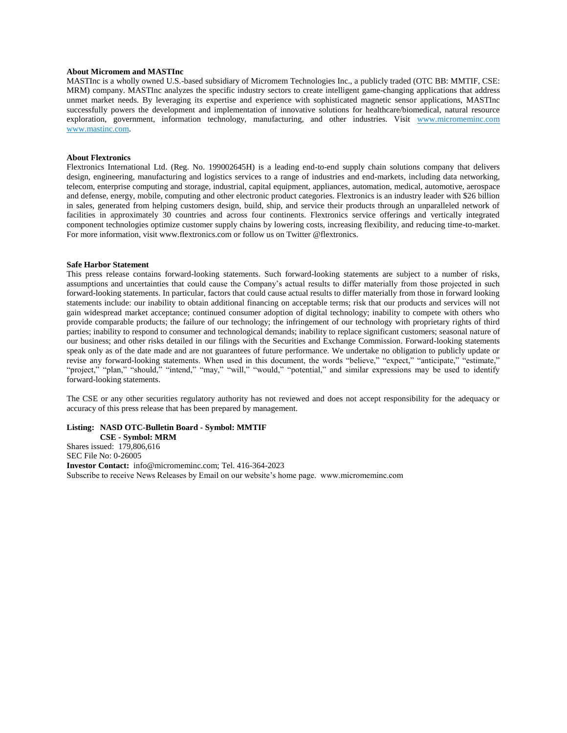**About Micromem and MASTInc**

MASTInc is a wholly owned U.S.-based subsidiary of Micromem Technologies Inc., a publicly traded (OTC BB: MMTIF, CSE: MRM) company. MASTInc analyzes the specific industry sectors to create intelligent game-changing applications that address unmet market needs. By leveraging its expertise and experience with sophisticated magnetic sensor applications, MASTInc successfully powers the development and implementation of innovative solutions for healthcare/biomedical, natural resource exploration, government, information technology, manufacturing, and other industries. Visit www.micromeminc.com www.mastinc.com.

**About Flextronics**

Flextronics International Ltd. (Reg. No. 199002645H) is a leading end-to-end supply chain solutions company that delivers design, engineering, manufacturing and logistics services to a range of industries and end-markets, including data networking, telecom, enterprise computing and storage, industrial, capital equipment, appliances, automation, medical, automotive, aerospace and defense, energy, mobile, computing and other electronic product categories. Flextronics is an industry leader with $26 billion in sales, generated from helping customers design, build, ship, and service their products through an unparalleled network of facilities in approximately 30 countries and across four continents. Flextronics service offerings and vertically integrated component technologies optimize customer supply chains by lowering costs, increasing flexibility, and reducing time-to-market. For more information, visit www.flextronics.com or follow us on Twitter @flextronics.

**Safe Harbor Statement**

This press release contains forward-looking statements. Such forward-looking statements are subject to a number of risks, assumptions and uncertainties that could cause the Company's actual results to differ materially from those projected in such forward-looking statements. In particular, factors that could cause actual results to differ materially from those in forward looking statements include: our inability to obtain additional financing on acceptable terms; risk that our products and services will not gain widespread market acceptance; continued consumer adoption of digital technology; inability to compete with others who provide comparable products; the failure of our technology; the infringement of our technology with proprietary rights of third parties; inability to respond to consumer and technological demands; inability to replace significant customers; seasonal nature of our business; and other risks detailed in our filings with the Securities and Exchange Commission. Forward-looking statements speak only as of the date made and are not guarantees of future performance. We undertake no obligation to publicly update or revise any forward-looking statements. When used in this document, the words "believe," "expect," "anticipate," "estimate," "project," "plan," "should," "intend," "may," "will," "would," "potential," and similar expressions may be used to identify forward-looking statements.

The CSE or any other securities regulatory authority has not reviewed and does not accept responsibility for the adequacy or accuracy of this press release that has been prepared by management.

**Listing: NASD OTC-Bulletin Board - Symbol: MMTIF**
**CSE - Symbol: MRM**
Shares issued: 179,806,616
SEC File No: 0-26005
**Investor Contact:** info@micromeminc.com; Tel. 416-364-2023
Subscribe to receive News Releases by Email on our website's home page. www.micromeminc.com